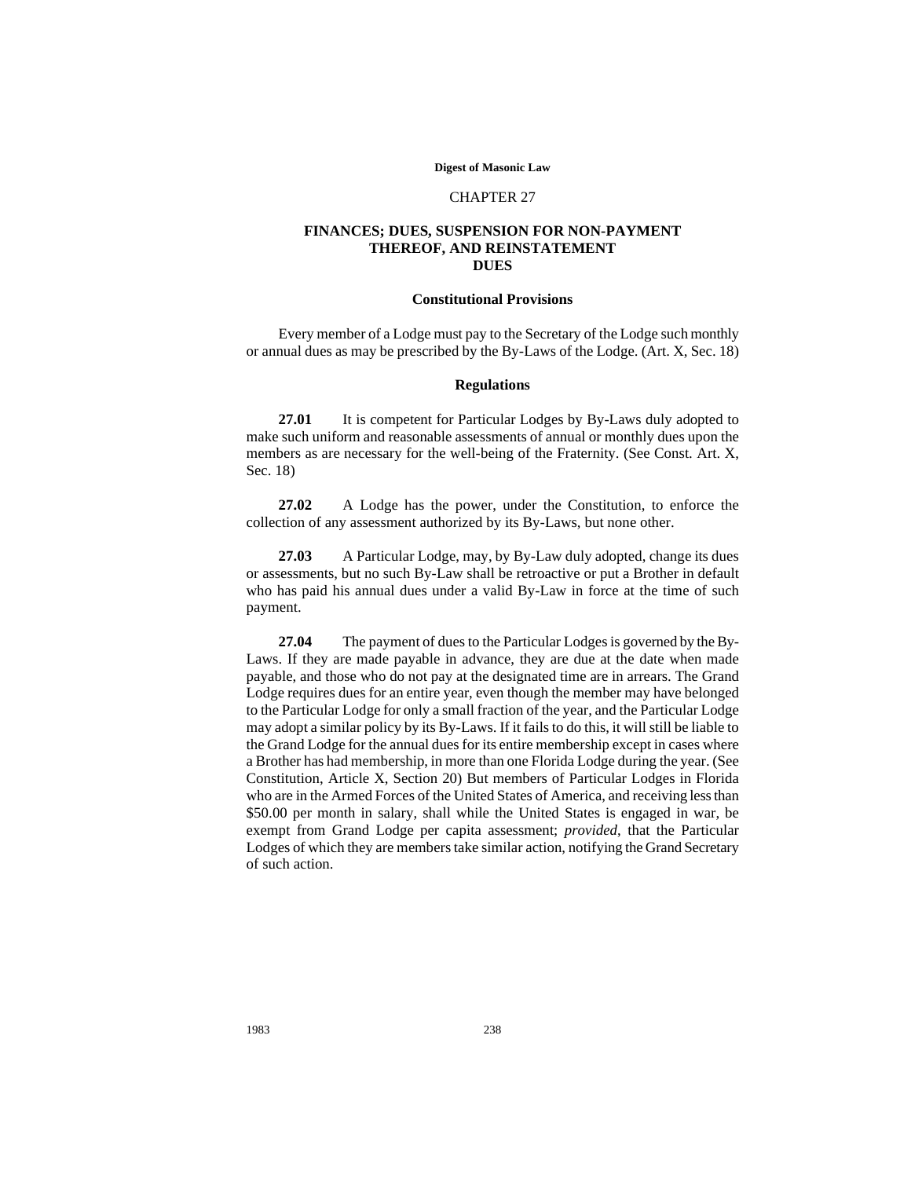# CHAPTER 27

## FINANCES; DUES, SUSPENSION FOR NON-PAYMENT THEREOF, AND REINSTATEMENT
## DUES

### Constitutional Provisions

Every member of a Lodge must pay to the Secretary of the Lodge such monthly or annual dues as may be prescribed by the By-Laws of the Lodge. (Art. X, Sec. 18)

### Regulations

**27.01** It is competent for Particular Lodges by By-Laws duly adopted to make such uniform and reasonable assessments of annual or monthly dues upon the members as are necessary for the well-being of the Fraternity. (See Const. Art. X, Sec. 18)

**27.02** A Lodge has the power, under the Constitution, to enforce the collection of any assessment authorized by its By-Laws, but none other.

**27.03** A Particular Lodge, may, by By-Law duly adopted, change its dues or assessments, but no such By-Law shall be retroactive or put a Brother in default who has paid his annual dues under a valid By-Law in force at the time of such payment.

**27.04** The payment of dues to the Particular Lodges is governed by the By-Laws. If they are made payable in advance, they are due at the date when made payable, and those who do not pay at the designated time are in arrears. The Grand Lodge requires dues for an entire year, even though the member may have belonged to the Particular Lodge for only a small fraction of the year, and the Particular Lodge may adopt a similar policy by its By-Laws. If it fails to do this, it will still be liable to the Grand Lodge for the annual dues for its entire membership except in cases where a Brother has had membership, in more than one Florida Lodge during the year. (See Constitution, Article X, Section 20) But members of Particular Lodges in Florida who are in the Armed Forces of the United States of America, and receiving less than $50.00 per month in salary, shall while the United States is engaged in war, be exempt from Grand Lodge per capita assessment; *provided*, that the Particular Lodges of which they are members take similar action, notifying the Grand Secretary of such action.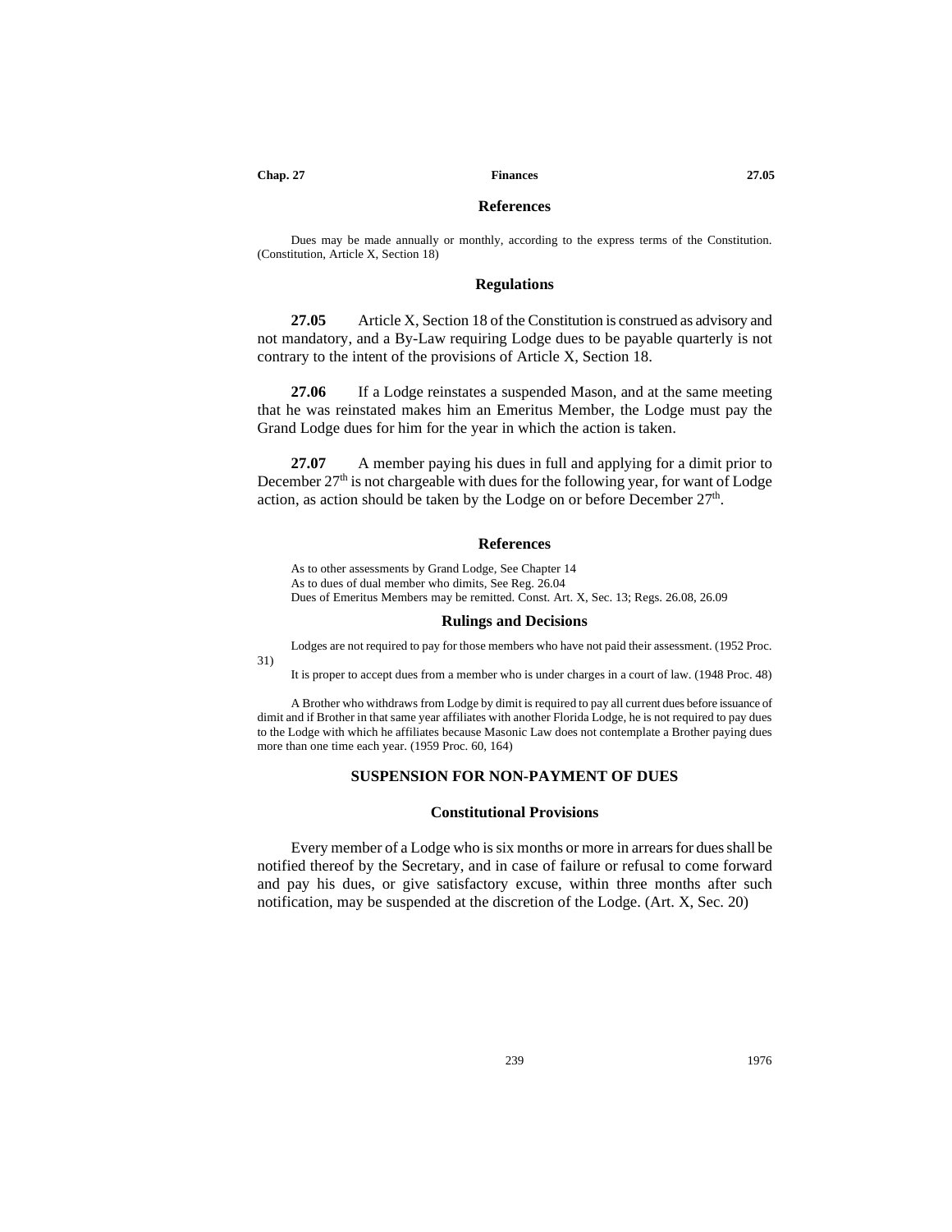### References

Dues may be made annually or monthly, according to the express terms of the Constitution. (Constitution, Article X, Section 18)

### Regulations

**27.05** Article X, Section 18 of the Constitution is construed as advisory and not mandatory, and a By-Law requiring Lodge dues to be payable quarterly is not contrary to the intent of the provisions of Article X, Section 18.

**27.06** If a Lodge reinstates a suspended Mason, and at the same meeting that he was reinstated makes him an Emeritus Member, the Lodge must pay the Grand Lodge dues for him for the year in which the action is taken.

**27.07** A member paying his dues in full and applying for a dimit prior to December 27th is not chargeable with dues for the following year, for want of Lodge action, as action should be taken by the Lodge on or before December 27th.

### References

As to other assessments by Grand Lodge, See Chapter 14
As to dues of dual member who dimits, See Reg. 26.04
Dues of Emeritus Members may be remitted. Const. Art. X, Sec. 13; Regs. 26.08, 26.09

### Rulings and Decisions

Lodges are not required to pay for those members who have not paid their assessment. (1952 Proc. 31)

It is proper to accept dues from a member who is under charges in a court of law. (1948 Proc. 48)

A Brother who withdraws from Lodge by dimit is required to pay all current dues before issuance of dimit and if Brother in that same year affiliates with another Florida Lodge, he is not required to pay dues to the Lodge with which he affiliates because Masonic Law does not contemplate a Brother paying dues more than one time each year. (1959 Proc. 60, 164)

## SUSPENSION FOR NON-PAYMENT OF DUES

### Constitutional Provisions

Every member of a Lodge who is six months or more in arrears for dues shall be notified thereof by the Secretary, and in case of failure or refusal to come forward and pay his dues, or give satisfactory excuse, within three months after such notification, may be suspended at the discretion of the Lodge. (Art. X, Sec. 20)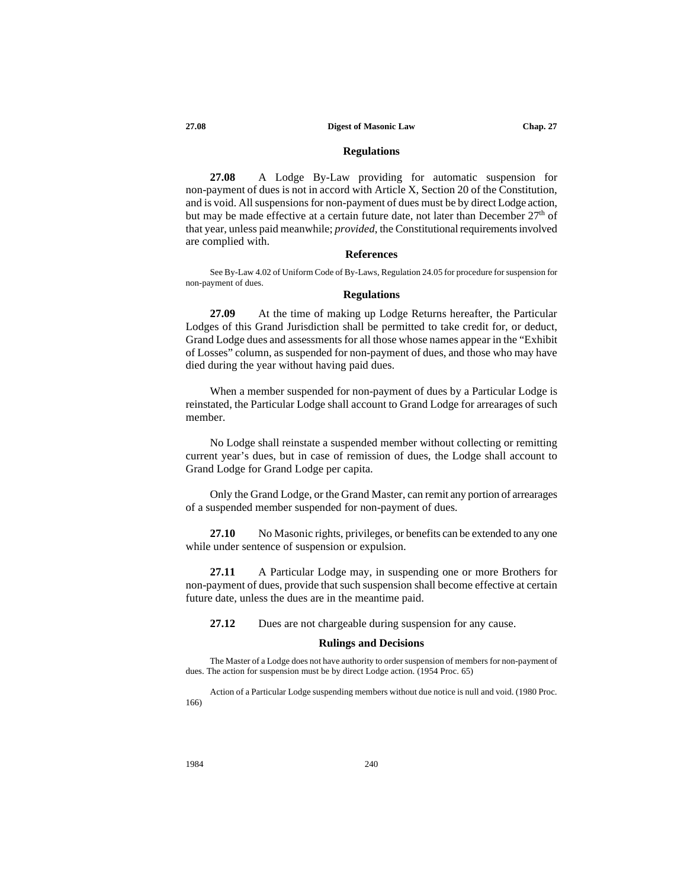### Regulations

**27.08** A Lodge By-Law providing for automatic suspension for non-payment of dues is not in accord with Article X, Section 20 of the Constitution, and is void. All suspensions for non-payment of dues must be by direct Lodge action, but may be made effective at a certain future date, not later than December 27th of that year, unless paid meanwhile; *provided*, the Constitutional requirements involved are complied with.

### References

See By-Law 4.02 of Uniform Code of By-Laws, Regulation 24.05 for procedure for suspension for non-payment of dues.

### Regulations

**27.09** At the time of making up Lodge Returns hereafter, the Particular Lodges of this Grand Jurisdiction shall be permitted to take credit for, or deduct, Grand Lodge dues and assessments for all those whose names appear in the "Exhibit of Losses" column, as suspended for non-payment of dues, and those who may have died during the year without having paid dues.

When a member suspended for non-payment of dues by a Particular Lodge is reinstated, the Particular Lodge shall account to Grand Lodge for arrearages of such member.

No Lodge shall reinstate a suspended member without collecting or remitting current year's dues, but in case of remission of dues, the Lodge shall account to Grand Lodge for Grand Lodge per capita.

Only the Grand Lodge, or the Grand Master, can remit any portion of arrearages of a suspended member suspended for non-payment of dues.

**27.10** No Masonic rights, privileges, or benefits can be extended to any one while under sentence of suspension or expulsion.

**27.11** A Particular Lodge may, in suspending one or more Brothers for non-payment of dues, provide that such suspension shall become effective at certain future date, unless the dues are in the meantime paid.

**27.12** Dues are not chargeable during suspension for any cause.

### Rulings and Decisions

The Master of a Lodge does not have authority to order suspension of members for non-payment of dues. The action for suspension must be by direct Lodge action. (1954 Proc. 65)

Action of a Particular Lodge suspending members without due notice is null and void. (1980 Proc. 166)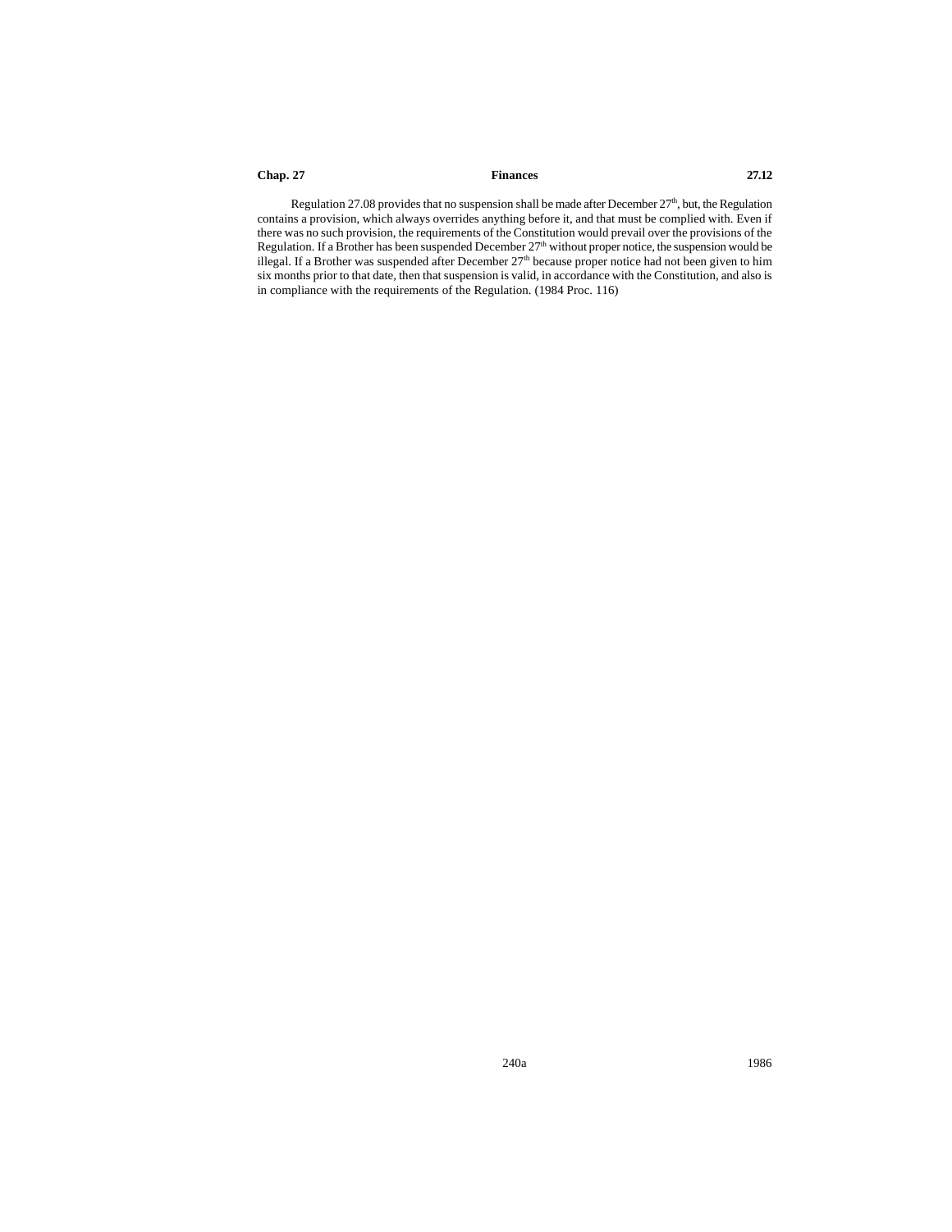Regulation 27.08 provides that no suspension shall be made after December 27th, but, the Regulation contains a provision, which always overrides anything before it, and that must be complied with. Even if there was no such provision, the requirements of the Constitution would prevail over the provisions of the Regulation. If a Brother has been suspended December 27th without proper notice, the suspension would be illegal. If a Brother was suspended after December 27th because proper notice had not been given to him six months prior to that date, then that suspension is valid, in accordance with the Constitution, and also is in compliance with the requirements of the Regulation. (1984 Proc. 116)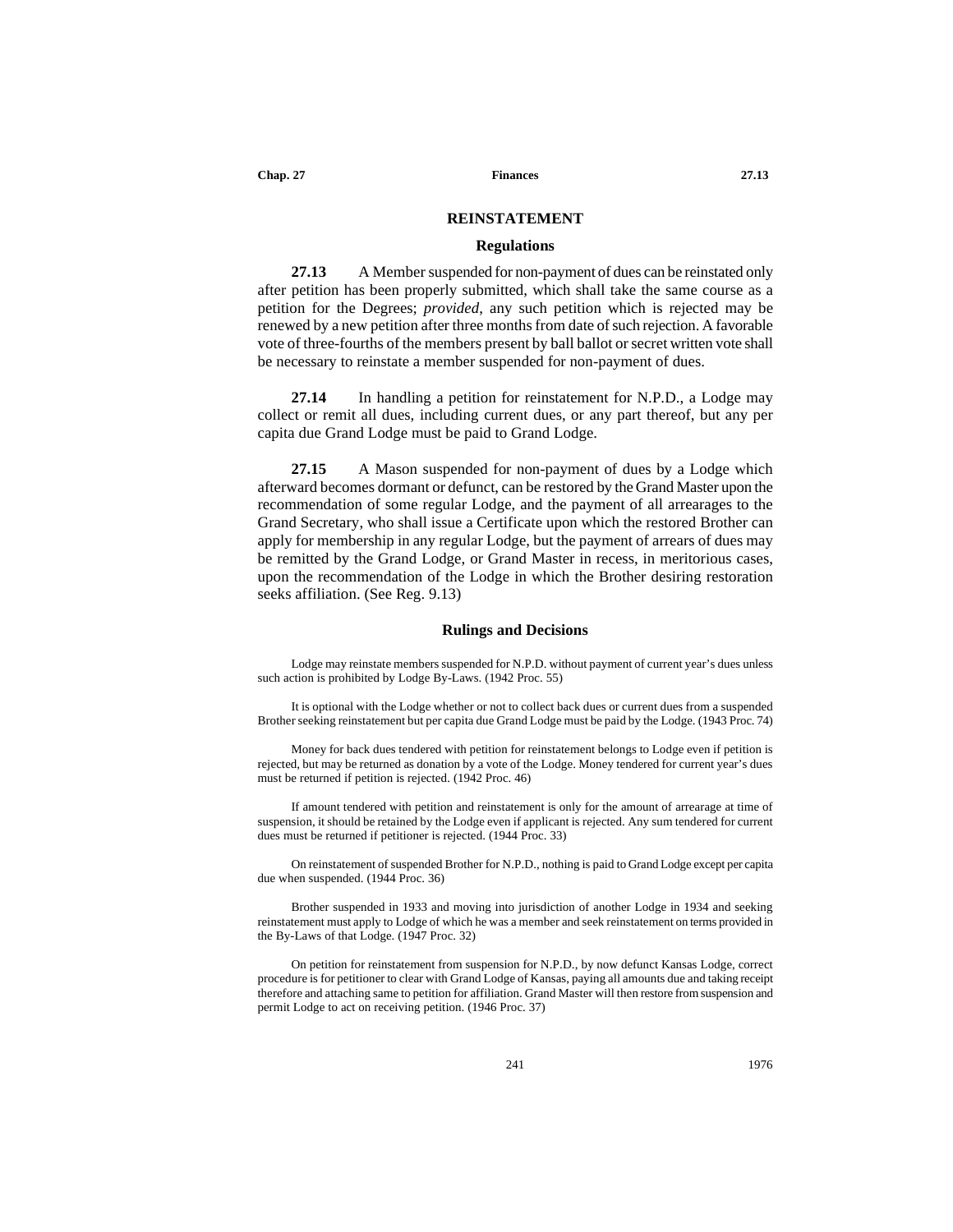## REINSTATEMENT

### Regulations

**27.13** A Member suspended for non-payment of dues can be reinstated only after petition has been properly submitted, which shall take the same course as a petition for the Degrees; *provided*, any such petition which is rejected may be renewed by a new petition after three months from date of such rejection. A favorable vote of three-fourths of the members present by ball ballot or secret written vote shall be necessary to reinstate a member suspended for non-payment of dues.

**27.14** In handling a petition for reinstatement for N.P.D., a Lodge may collect or remit all dues, including current dues, or any part thereof, but any per capita due Grand Lodge must be paid to Grand Lodge.

**27.15** A Mason suspended for non-payment of dues by a Lodge which afterward becomes dormant or defunct, can be restored by the Grand Master upon the recommendation of some regular Lodge, and the payment of all arrearages to the Grand Secretary, who shall issue a Certificate upon which the restored Brother can apply for membership in any regular Lodge, but the payment of arrears of dues may be remitted by the Grand Lodge, or Grand Master in recess, in meritorious cases, upon the recommendation of the Lodge in which the Brother desiring restoration seeks affiliation. (See Reg. 9.13)

### Rulings and Decisions

Lodge may reinstate members suspended for N.P.D. without payment of current year's dues unless such action is prohibited by Lodge By-Laws. (1942 Proc. 55)

It is optional with the Lodge whether or not to collect back dues or current dues from a suspended Brother seeking reinstatement but per capita due Grand Lodge must be paid by the Lodge. (1943 Proc. 74)

Money for back dues tendered with petition for reinstatement belongs to Lodge even if petition is rejected, but may be returned as donation by a vote of the Lodge. Money tendered for current year's dues must be returned if petition is rejected. (1942 Proc. 46)

If amount tendered with petition and reinstatement is only for the amount of arrearage at time of suspension, it should be retained by the Lodge even if applicant is rejected. Any sum tendered for current dues must be returned if petitioner is rejected. (1944 Proc. 33)

On reinstatement of suspended Brother for N.P.D., nothing is paid to Grand Lodge except per capita due when suspended. (1944 Proc. 36)

Brother suspended in 1933 and moving into jurisdiction of another Lodge in 1934 and seeking reinstatement must apply to Lodge of which he was a member and seek reinstatement on terms provided in the By-Laws of that Lodge. (1947 Proc. 32)

On petition for reinstatement from suspension for N.P.D., by now defunct Kansas Lodge, correct procedure is for petitioner to clear with Grand Lodge of Kansas, paying all amounts due and taking receipt therefore and attaching same to petition for affiliation. Grand Master will then restore from suspension and permit Lodge to act on receiving petition. (1946 Proc. 37)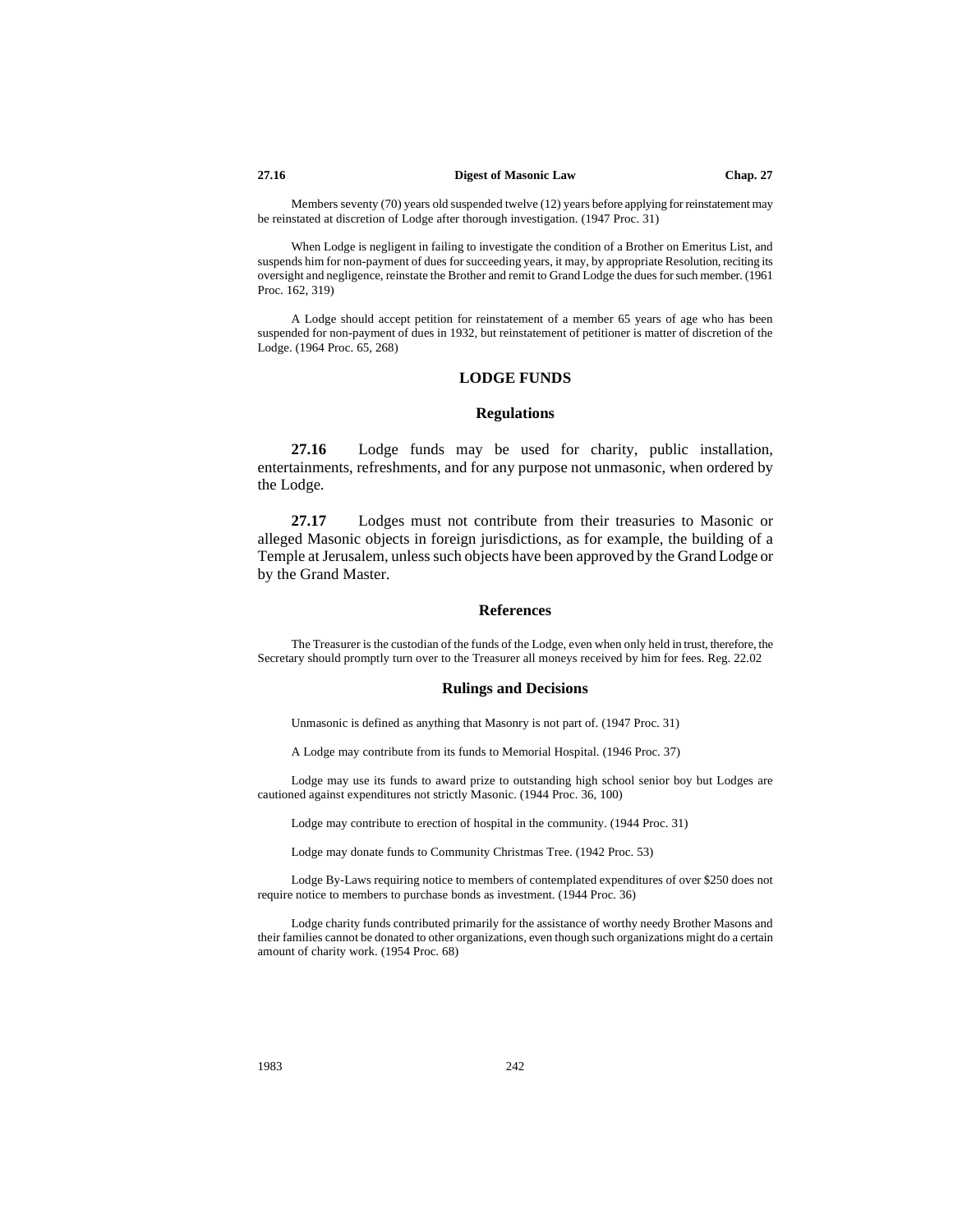Members seventy (70) years old suspended twelve (12) years before applying for reinstatement may be reinstated at discretion of Lodge after thorough investigation. (1947 Proc. 31)

When Lodge is negligent in failing to investigate the condition of a Brother on Emeritus List, and suspends him for non-payment of dues for succeeding years, it may, by appropriate Resolution, reciting its oversight and negligence, reinstate the Brother and remit to Grand Lodge the dues for such member. (1961 Proc. 162, 319)

A Lodge should accept petition for reinstatement of a member 65 years of age who has been suspended for non-payment of dues in 1932, but reinstatement of petitioner is matter of discretion of the Lodge. (1964 Proc. 65, 268)

## LODGE FUNDS

### Regulations

**27.16** Lodge funds may be used for charity, public installation, entertainments, refreshments, and for any purpose not unmasonic, when ordered by the Lodge.

**27.17** Lodges must not contribute from their treasuries to Masonic or alleged Masonic objects in foreign jurisdictions, as for example, the building of a Temple at Jerusalem, unless such objects have been approved by the Grand Lodge or by the Grand Master.

### References

The Treasurer is the custodian of the funds of the Lodge, even when only held in trust, therefore, the Secretary should promptly turn over to the Treasurer all moneys received by him for fees. Reg. 22.02

### Rulings and Decisions

Unmasonic is defined as anything that Masonry is not part of. (1947 Proc. 31)

A Lodge may contribute from its funds to Memorial Hospital. (1946 Proc. 37)

Lodge may use its funds to award prize to outstanding high school senior boy but Lodges are cautioned against expenditures not strictly Masonic. (1944 Proc. 36, 100)

Lodge may contribute to erection of hospital in the community. (1944 Proc. 31)

Lodge may donate funds to Community Christmas Tree. (1942 Proc. 53)

Lodge By-Laws requiring notice to members of contemplated expenditures of over $250 does not require notice to members to purchase bonds as investment. (1944 Proc. 36)

Lodge charity funds contributed primarily for the assistance of worthy needy Brother Masons and their families cannot be donated to other organizations, even though such organizations might do a certain amount of charity work. (1954 Proc. 68)